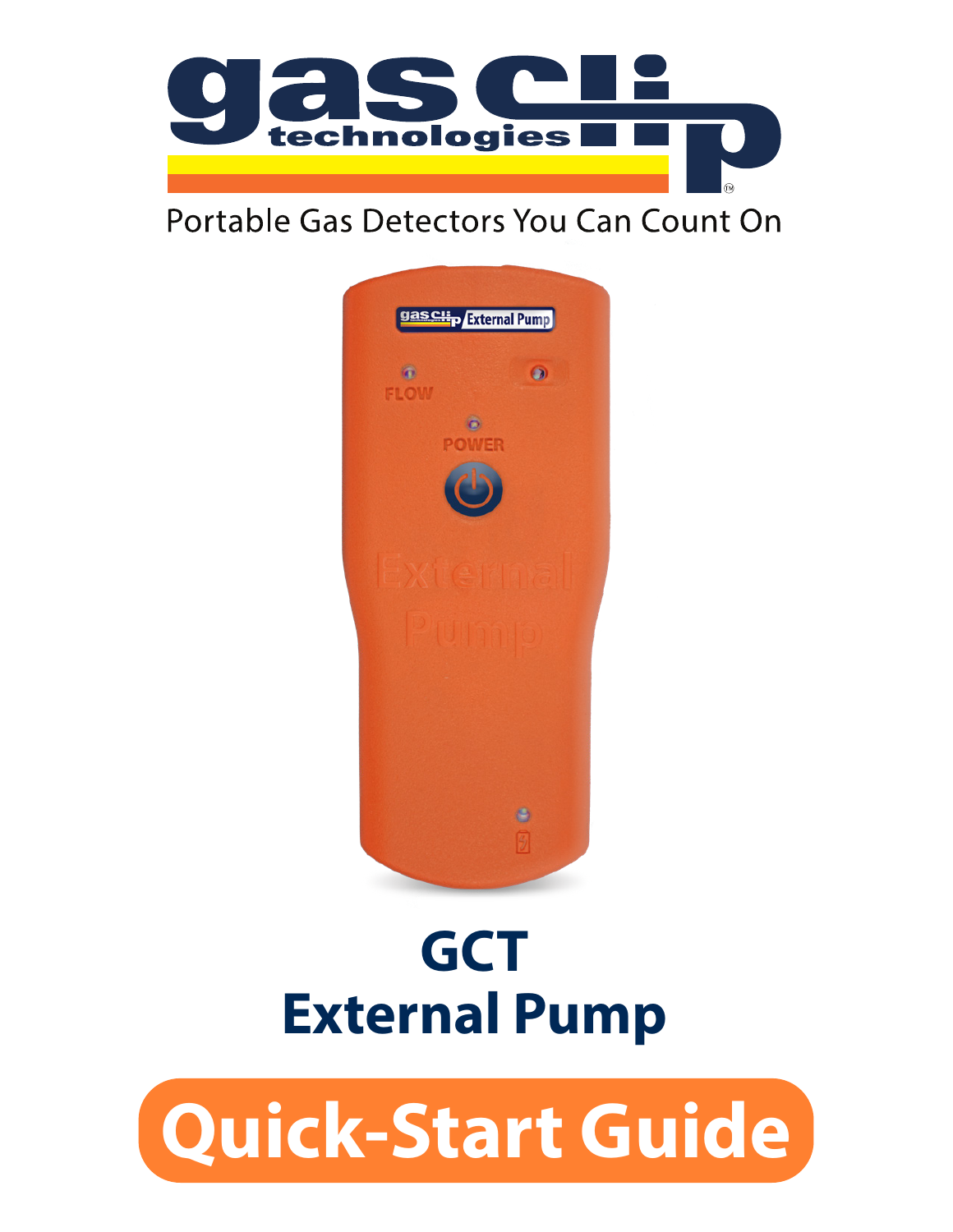gas clip technologies

Portable Gas Detectors You Can Count On

# GCT External Pump

## Quick-Start Guide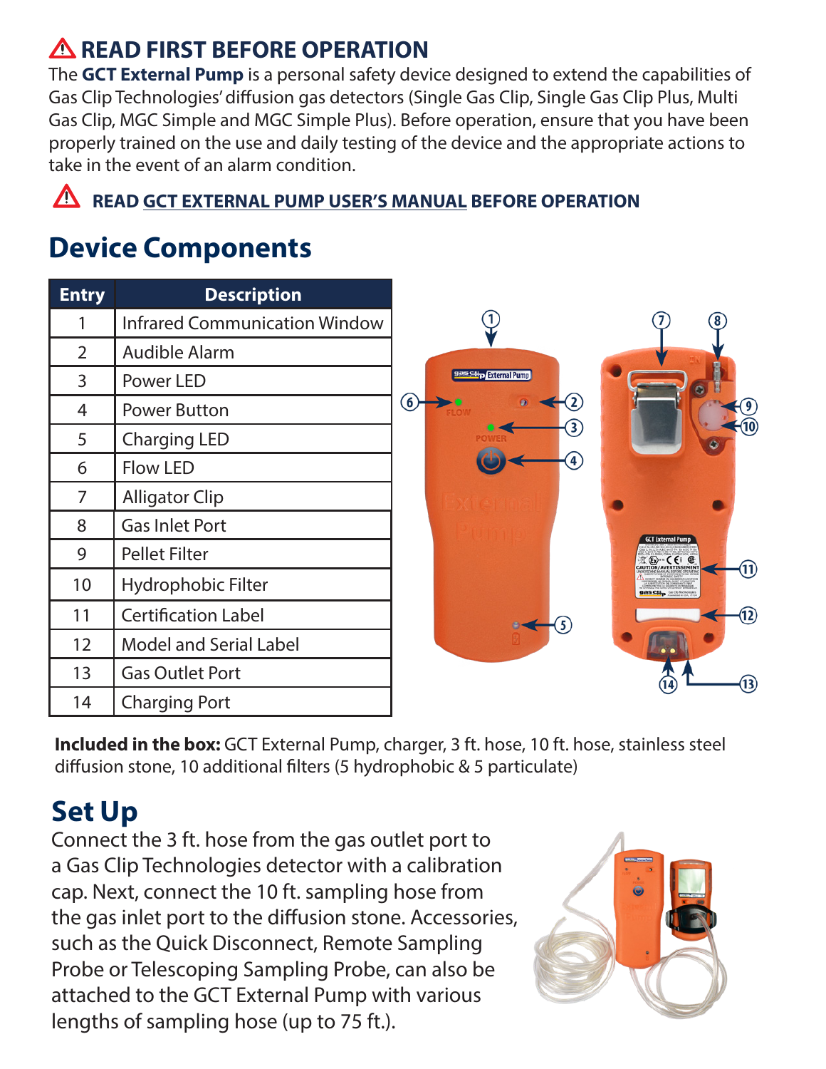## ⚠ READ FIRST BEFORE OPERATION

The **GCT External Pump** is a personal safety device designed to extend the capabilities of Gas Clip Technologies' diffusion gas detectors (Single Gas Clip, Single Gas Clip Plus, Multi Gas Clip, MGC Simple and MGC Simple Plus). Before operation, ensure that you have been properly trained on the use and daily testing of the device and the appropriate actions to take in the event of an alarm condition.

⚠ **READ GCT EXTERNAL PUMP USER'S MANUAL BEFORE OPERATION**

# Device Components

| Entry | Description |
|---|---|
| 1 | Infrared Communication Window |
| 2 | Audible Alarm |
| 3 | Power LED |
| 4 | Power Button |
| 5 | Charging LED |
| 6 | Flow LED |
| 7 | Alligator Clip |
| 8 | Gas Inlet Port |
| 9 | Pellet Filter |
| 10 | Hydrophobic Filter |
| 11 | Certification Label |
| 12 | Model and Serial Label |
| 13 | Gas Outlet Port |
| 14 | Charging Port |

**Included in the box:** GCT External Pump, charger, 3 ft. hose, 10 ft. hose, stainless steel diffusion stone, 10 additional filters (5 hydrophobic & 5 particulate)

# Set Up

Connect the 3 ft. hose from the gas outlet port to a Gas Clip Technologies detector with a calibration cap. Next, connect the 10 ft. sampling hose from the gas inlet port to the diffusion stone. Accessories, such as the Quick Disconnect, Remote Sampling Probe or Telescoping Sampling Probe, can also be attached to the GCT External Pump with various lengths of sampling hose (up to 75 ft.).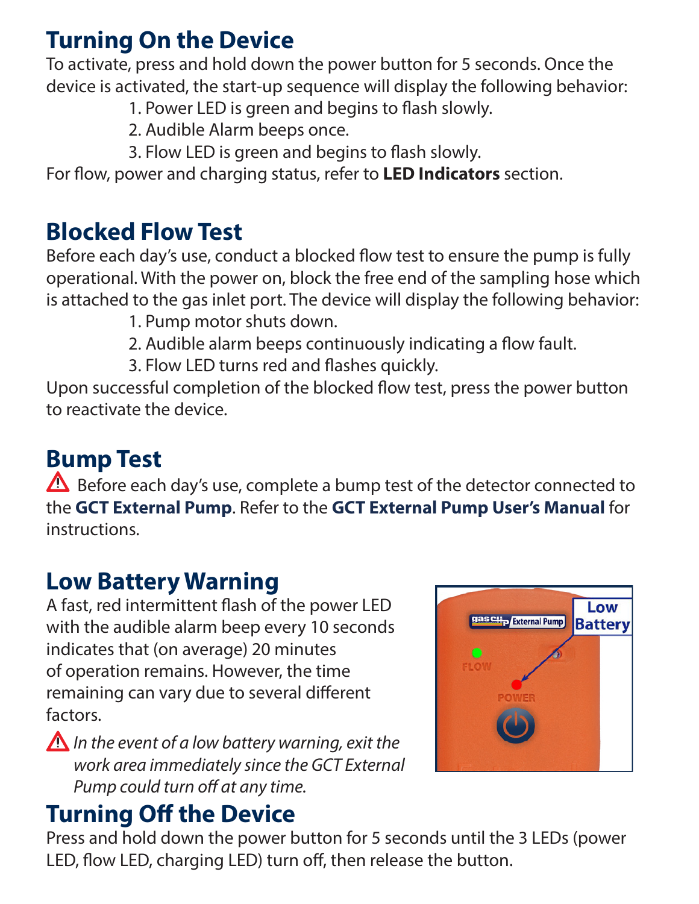## Turning On the Device

To activate, press and hold down the power button for 5 seconds. Once the device is activated, the start-up sequence will display the following behavior:

1. Power LED is green and begins to flash slowly.
2. Audible Alarm beeps once.
3. Flow LED is green and begins to flash slowly.

For flow, power and charging status, refer to **LED Indicators** section.

## Blocked Flow Test

Before each day's use, conduct a blocked flow test to ensure the pump is fully operational. With the power on, block the free end of the sampling hose which is attached to the gas inlet port. The device will display the following behavior:

1. Pump motor shuts down.
2. Audible alarm beeps continuously indicating a flow fault.
3. Flow LED turns red and flashes quickly.

Upon successful completion of the blocked flow test, press the power button to reactivate the device.

## Bump Test

⚠ Before each day's use, complete a bump test of the detector connected to the **GCT External Pump**. Refer to the **GCT External Pump User's Manual** for instructions.

## Low Battery Warning

A fast, red intermittent flash of the power LED with the audible alarm beep every 10 seconds indicates that (on average) 20 minutes of operation remains. However, the time remaining can vary due to several different factors.

⚠ *In the event of a low battery warning, exit the work area immediately since the GCT External Pump could turn off at any time.*

## Turning Off the Device

Press and hold down the power button for 5 seconds until the 3 LEDs (power LED, flow LED, charging LED) turn off, then release the button.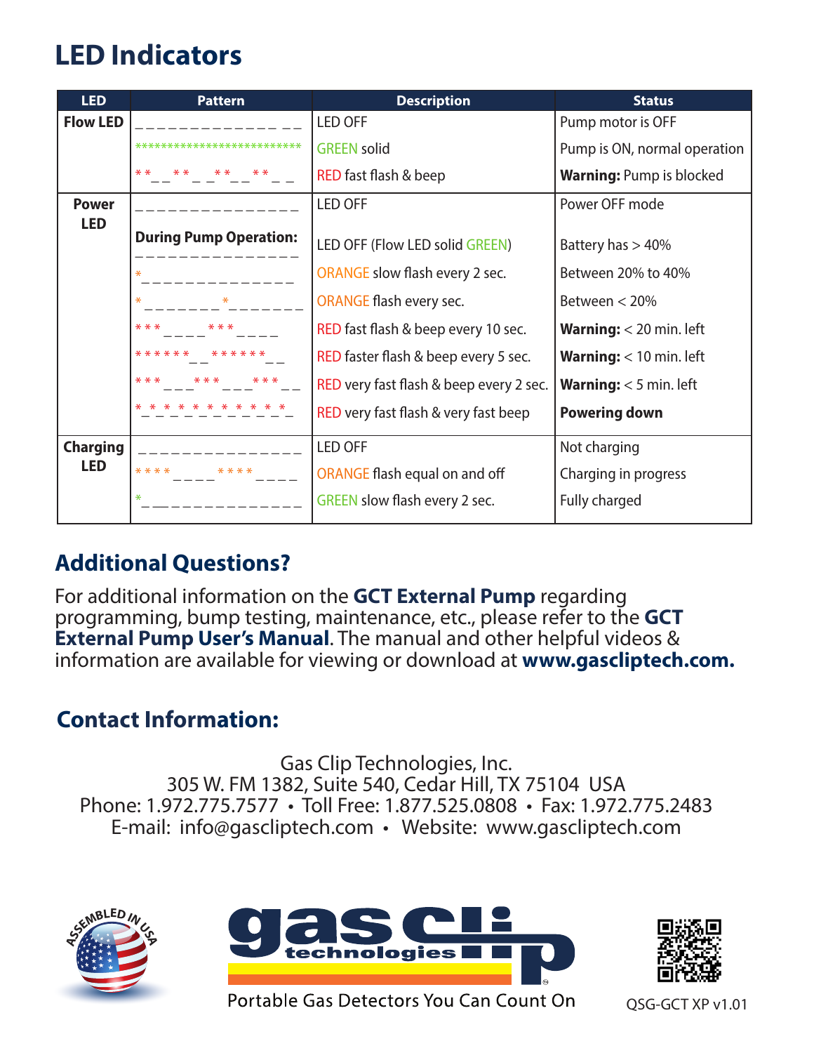# LED Indicators

| LED | Pattern | Description | Status |
|---|---|---|---|
| **Flow LED** | _ _ _ _ _ _ _ _ _ _ _ _ _ _ _ _ | LED OFF | Pump motor is OFF |
| | ************************** | GREEN solid | Pump is ON, normal operation |
| | * * _ _ * * _ _ * * _ _ * * _ _ | RED fast flash & beep | **Warning:** Pump is blocked |
| **Power LED** | _ _ _ _ _ _ _ _ _ _ _ _ _ _ _ | LED OFF | Power OFF mode |
| | **During Pump Operation:** _ _ _ _ _ _ _ _ _ _ _ _ _ _ _ | LED OFF (Flow LED solid GREEN) | Battery has > 40% |
| | *_ _ _ _ _ _ _ _ _ _ _ _ _ _ | ORANGE slow flash every 2 sec. | Between 20% to 40% |
| | * _ _ _ _ _ _ _ * _ _ _ _ _ _ _ | ORANGE flash every sec. | Between < 20% |
| | * * * _ _ _ _ * * * _ _ _ _ | RED fast flash & beep every 10 sec. | **Warning:** < 20 min. left |
| | * * * * * * _ _ * * * * * * _ _ | RED faster flash & beep every 5 sec. | **Warning:** < 10 min. left |
| | * * * _ _ _ * * * _ _ _ * * * _ _ | RED very fast flash & beep every 2 sec. | **Warning:** < 5 min. left |
| | *_*_*_*_*_*_*_*_*_*_*_ | RED very fast flash & very fast beep | **Powering down** |
| **Charging LED** | _ _ _ _ _ _ _ _ _ _ _ _ _ _ _ | LED OFF | Not charging |
| | * * * * _ _ _ _ * * * * _ _ _ _ | ORANGE flash equal on and off | Charging in progress |
| | *_ _ _ _ _ _ _ _ _ _ _ _ _ _ | GREEN slow flash every 2 sec. | Fully charged |

## Additional Questions?

For additional information on the **GCT External Pump** regarding programming, bump testing, maintenance, etc., please refer to the **GCT External Pump User's Manual**. The manual and other helpful videos & information are available for viewing or download at **www.gascliptech.com.**

## Contact Information:

Gas Clip Technologies, Inc.
305 W. FM 1382, Suite 540, Cedar Hill, TX 75104 USA
Phone: 1.972.775.7577 • Toll Free: 1.877.525.0808 • Fax: 1.972.775.2483
E-mail: info@gascliptech.com • Website: www.gascliptech.com

ASSEMBLED IN USA

gas clip technologies

Portable Gas Detectors You Can Count On

QSG-GCT XP v1.01